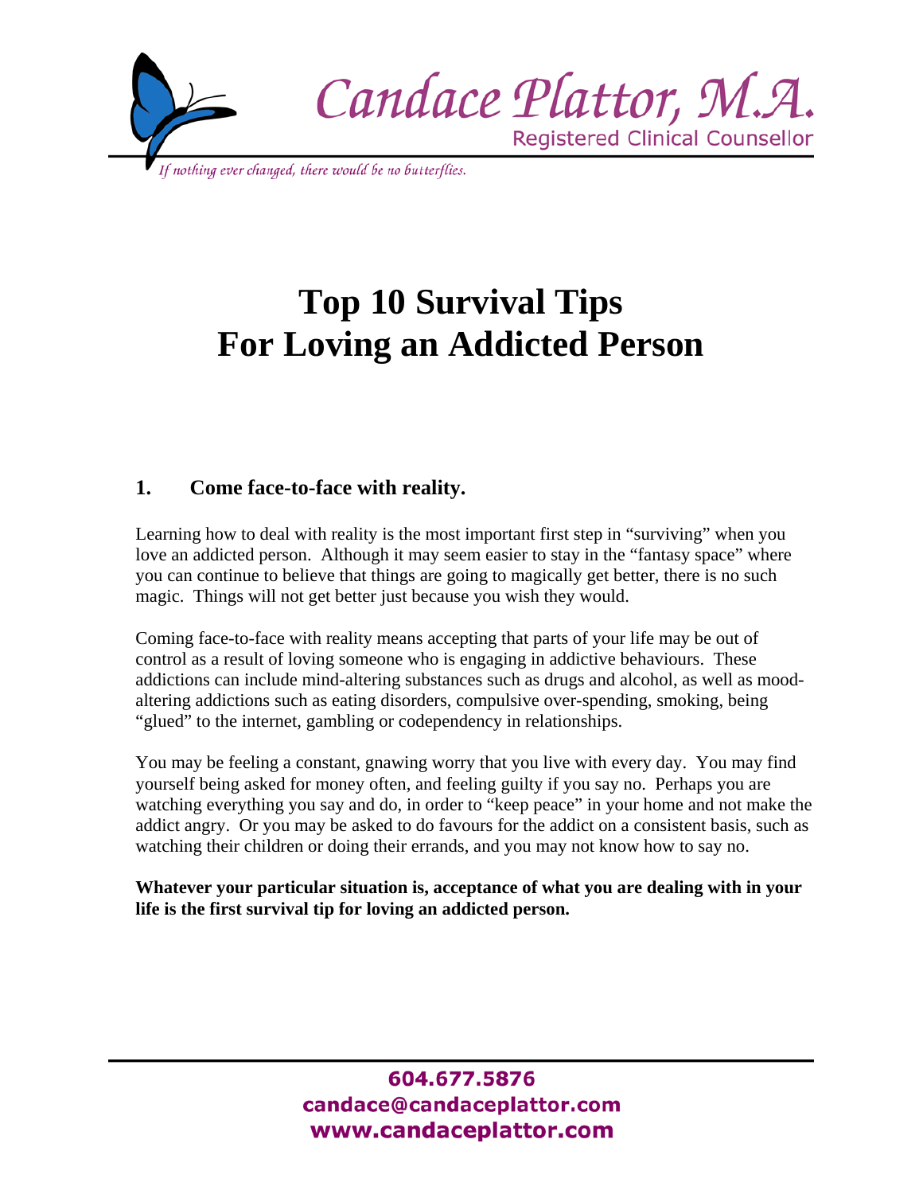Candace Plattor, M.A.
Registered Clinical Counsellor

*If nothing ever changed, there would be no butterflies.*

# Top 10 Survival Tips For Loving an Addicted Person

## 1. Come face-to-face with reality.

Learning how to deal with reality is the most important first step in "surviving" when you love an addicted person. Although it may seem easier to stay in the "fantasy space" where you can continue to believe that things are going to magically get better, there is no such magic. Things will not get better just because you wish they would.

Coming face-to-face with reality means accepting that parts of your life may be out of control as a result of loving someone who is engaging in addictive behaviours. These addictions can include mind-altering substances such as drugs and alcohol, as well as mood-altering addictions such as eating disorders, compulsive over-spending, smoking, being "glued" to the internet, gambling or codependency in relationships.

You may be feeling a constant, gnawing worry that you live with every day. You may find yourself being asked for money often, and feeling guilty if you say no. Perhaps you are watching everything you say and do, in order to "keep peace" in your home and not make the addict angry. Or you may be asked to do favours for the addict on a consistent basis, such as watching their children or doing their errands, and you may not know how to say no.

**Whatever your particular situation is, acceptance of what you are dealing with in your life is the first survival tip for loving an addicted person.**

604.677.5876
candace@candaceplattor.com
www.candaceplattor.com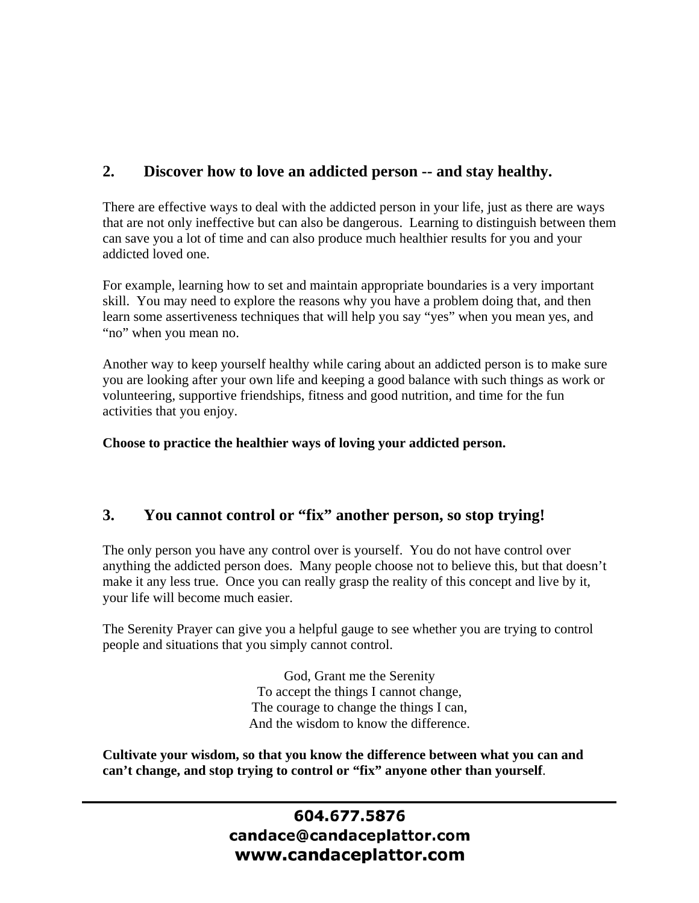## 2. Discover how to love an addicted person -- and stay healthy.

There are effective ways to deal with the addicted person in your life, just as there are ways that are not only ineffective but can also be dangerous. Learning to distinguish between them can save you a lot of time and can also produce much healthier results for you and your addicted loved one.

For example, learning how to set and maintain appropriate boundaries is a very important skill. You may need to explore the reasons why you have a problem doing that, and then learn some assertiveness techniques that will help you say "yes" when you mean yes, and "no" when you mean no.

Another way to keep yourself healthy while caring about an addicted person is to make sure you are looking after your own life and keeping a good balance with such things as work or volunteering, supportive friendships, fitness and good nutrition, and time for the fun activities that you enjoy.

**Choose to practice the healthier ways of loving your addicted person.**

## 3. You cannot control or "fix" another person, so stop trying!

The only person you have any control over is yourself. You do not have control over anything the addicted person does. Many people choose not to believe this, but that doesn't make it any less true. Once you can really grasp the reality of this concept and live by it, your life will become much easier.

The Serenity Prayer can give you a helpful gauge to see whether you are trying to control people and situations that you simply cannot control.

God, Grant me the Serenity
To accept the things I cannot change,
The courage to change the things I can,
And the wisdom to know the difference.

**Cultivate your wisdom, so that you know the difference between what you can and can't change, and stop trying to control or "fix" anyone other than yourself**.

**604.677.5876**
**candace@candaceplattor.com**
**www.candaceplattor.com**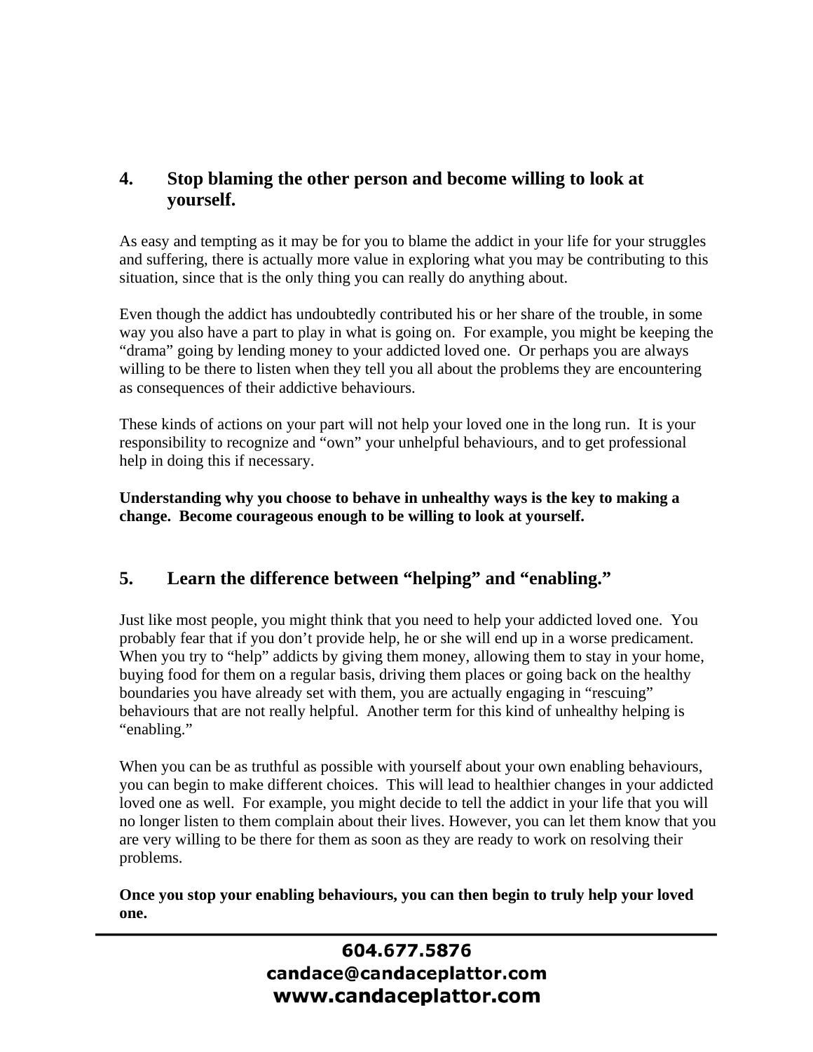## 4. Stop blaming the other person and become willing to look at yourself.

As easy and tempting as it may be for you to blame the addict in your life for your struggles and suffering, there is actually more value in exploring what you may be contributing to this situation, since that is the only thing you can really do anything about.

Even though the addict has undoubtedly contributed his or her share of the trouble, in some way you also have a part to play in what is going on. For example, you might be keeping the "drama" going by lending money to your addicted loved one. Or perhaps you are always willing to be there to listen when they tell you all about the problems they are encountering as consequences of their addictive behaviours.

These kinds of actions on your part will not help your loved one in the long run. It is your responsibility to recognize and "own" your unhelpful behaviours, and to get professional help in doing this if necessary.

**Understanding why you choose to behave in unhealthy ways is the key to making a change. Become courageous enough to be willing to look at yourself.**

## 5. Learn the difference between "helping" and "enabling."

Just like most people, you might think that you need to help your addicted loved one. You probably fear that if you don't provide help, he or she will end up in a worse predicament. When you try to "help" addicts by giving them money, allowing them to stay in your home, buying food for them on a regular basis, driving them places or going back on the healthy boundaries you have already set with them, you are actually engaging in "rescuing" behaviours that are not really helpful. Another term for this kind of unhealthy helping is "enabling."

When you can be as truthful as possible with yourself about your own enabling behaviours, you can begin to make different choices. This will lead to healthier changes in your addicted loved one as well. For example, you might decide to tell the addict in your life that you will no longer listen to them complain about their lives. However, you can let them know that you are very willing to be there for them as soon as they are ready to work on resolving their problems.

**Once you stop your enabling behaviours, you can then begin to truly help your loved one.**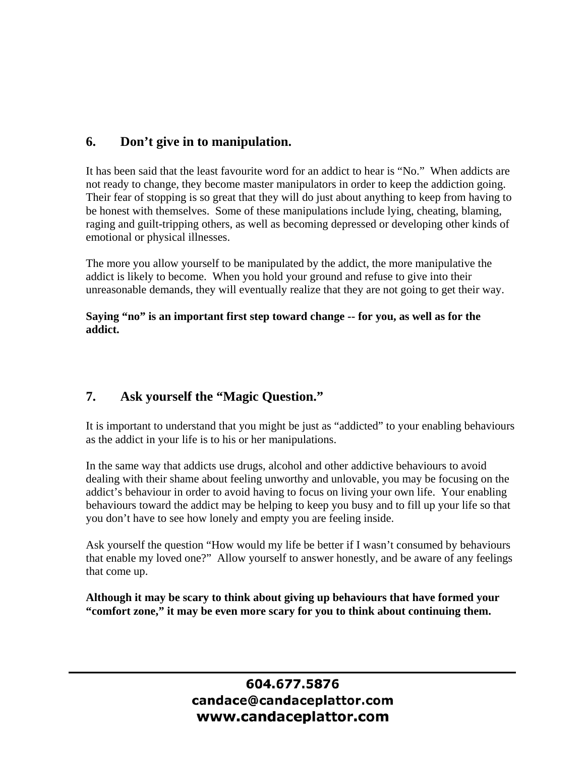## 6. Don't give in to manipulation.

It has been said that the least favourite word for an addict to hear is "No." When addicts are not ready to change, they become master manipulators in order to keep the addiction going. Their fear of stopping is so great that they will do just about anything to keep from having to be honest with themselves. Some of these manipulations include lying, cheating, blaming, raging and guilt-tripping others, as well as becoming depressed or developing other kinds of emotional or physical illnesses.

The more you allow yourself to be manipulated by the addict, the more manipulative the addict is likely to become. When you hold your ground and refuse to give into their unreasonable demands, they will eventually realize that they are not going to get their way.

**Saying "no" is an important first step toward change -- for you, as well as for the addict.**

## 7. Ask yourself the "Magic Question."

It is important to understand that you might be just as "addicted" to your enabling behaviours as the addict in your life is to his or her manipulations.

In the same way that addicts use drugs, alcohol and other addictive behaviours to avoid dealing with their shame about feeling unworthy and unlovable, you may be focusing on the addict's behaviour in order to avoid having to focus on living your own life. Your enabling behaviours toward the addict may be helping to keep you busy and to fill up your life so that you don't have to see how lonely and empty you are feeling inside.

Ask yourself the question "How would my life be better if I wasn't consumed by behaviours that enable my loved one?" Allow yourself to answer honestly, and be aware of any feelings that come up.

**Although it may be scary to think about giving up behaviours that have formed your "comfort zone," it may be even more scary for you to think about continuing them.**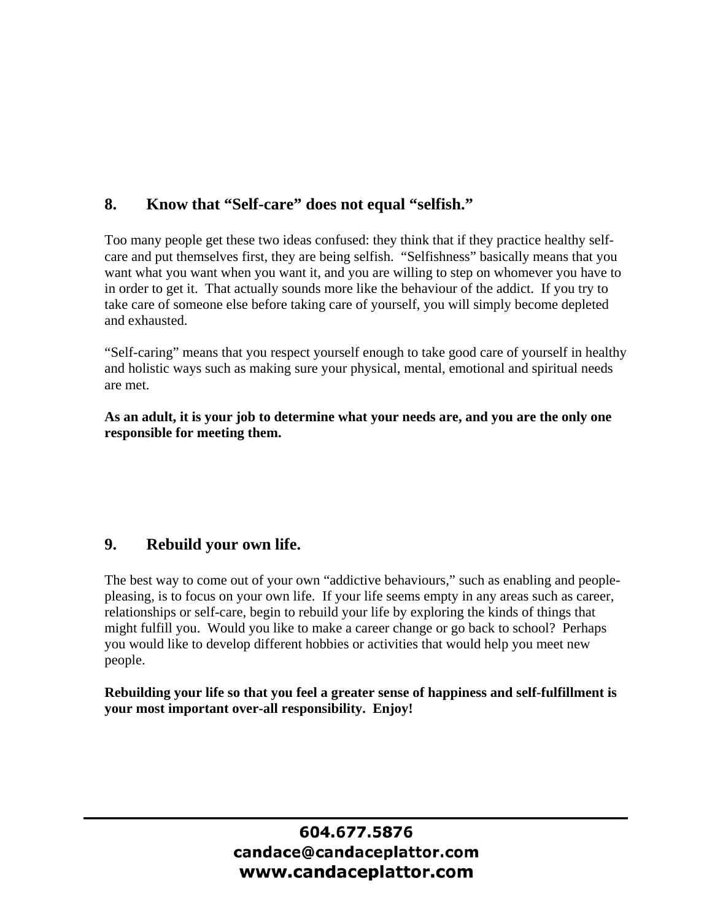## 8. Know that "Self-care" does not equal "selfish."

Too many people get these two ideas confused: they think that if they practice healthy self-care and put themselves first, they are being selfish. "Selfishness" basically means that you want what you want when you want it, and you are willing to step on whomever you have to in order to get it. That actually sounds more like the behaviour of the addict. If you try to take care of someone else before taking care of yourself, you will simply become depleted and exhausted.

"Self-caring" means that you respect yourself enough to take good care of yourself in healthy and holistic ways such as making sure your physical, mental, emotional and spiritual needs are met.

**As an adult, it is your job to determine what your needs are, and you are the only one responsible for meeting them.**

## 9. Rebuild your own life.

The best way to come out of your own "addictive behaviours," such as enabling and people-pleasing, is to focus on your own life. If your life seems empty in any areas such as career, relationships or self-care, begin to rebuild your life by exploring the kinds of things that might fulfill you. Would you like to make a career change or go back to school? Perhaps you would like to develop different hobbies or activities that would help you meet new people.

**Rebuilding your life so that you feel a greater sense of happiness and self-fulfillment is your most important over-all responsibility. Enjoy!**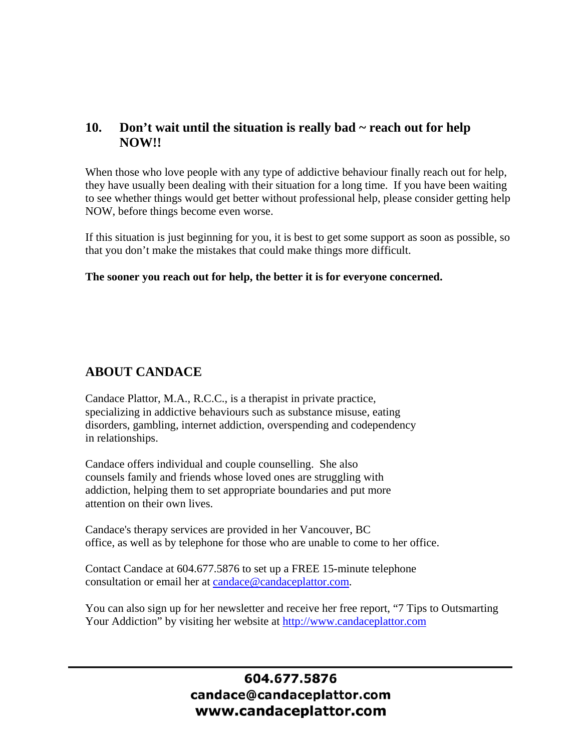## 10. Don't wait until the situation is really bad ~ reach out for help NOW!!

When those who love people with any type of addictive behaviour finally reach out for help, they have usually been dealing with their situation for a long time. If you have been waiting to see whether things would get better without professional help, please consider getting help NOW, before things become even worse.

If this situation is just beginning for you, it is best to get some support as soon as possible, so that you don't make the mistakes that could make things more difficult.

**The sooner you reach out for help, the better it is for everyone concerned.**

## ABOUT CANDACE

Candace Plattor, M.A., R.C.C., is a therapist in private practice, specializing in addictive behaviours such as substance misuse, eating disorders, gambling, internet addiction, overspending and codependency in relationships.

Candace offers individual and couple counselling. She also counsels family and friends whose loved ones are struggling with addiction, helping them to set appropriate boundaries and put more attention on their own lives.

Candace's therapy services are provided in her Vancouver, BC office, as well as by telephone for those who are unable to come to her office.

Contact Candace at 604.677.5876 to set up a FREE 15-minute telephone consultation or email her at candace@candaceplattor.com.

You can also sign up for her newsletter and receive her free report, "7 Tips to Outsmarting Your Addiction" by visiting her website at http://www.candaceplattor.com

**604.677.5876**
**candace@candaceplattor.com**
**www.candaceplattor.com**